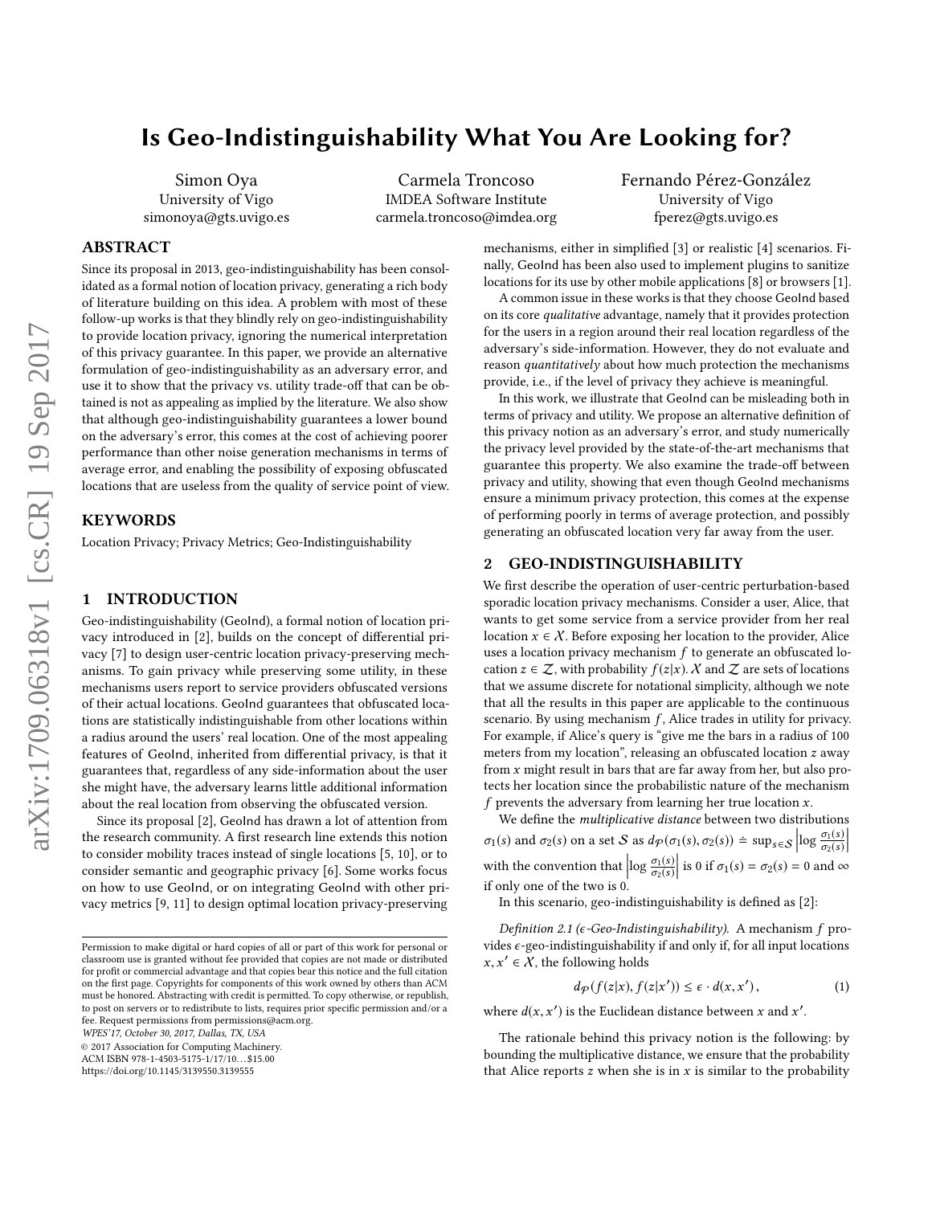# Is Geo-Indistinguishability What You Are Looking for?

Simon Oya
University of Vigo
simonoya@gts.uvigo.es

Carmela Troncoso
IMDEA Software Institute
carmela.troncoso@imdea.org

Fernando Pérez-González
University of Vigo
fperez@gts.uvigo.es

## ABSTRACT

Since its proposal in 2013, geo-indistinguishability has been consolidated as a formal notion of location privacy, generating a rich body of literature building on this idea. A problem with most of these follow-up works is that they blindly rely on geo-indistinguishability to provide location privacy, ignoring the numerical interpretation of this privacy guarantee. In this paper, we provide an alternative formulation of geo-indistinguishability as an adversary error, and use it to show that the privacy vs. utility trade-off that can be obtained is not as appealing as implied by the literature. We also show that although geo-indistinguishability guarantees a lower bound on the adversary's error, this comes at the cost of achieving poorer performance than other noise generation mechanisms in terms of average error, and enabling the possibility of exposing obfuscated locations that are useless from the quality of service point of view.

## KEYWORDS

Location Privacy; Privacy Metrics; Geo-Indistinguishability

## 1 INTRODUCTION

Geo-indistinguishability (GeoInd), a formal notion of location privacy introduced in [2], builds on the concept of differential privacy [7] to design user-centric location privacy-preserving mechanisms. To gain privacy while preserving some utility, in these mechanisms users report to service providers obfuscated versions of their actual locations. GeoInd guarantees that obfuscated locations are statistically indistinguishable from other locations within a radius around the users' real location. One of the most appealing features of GeoInd, inherited from differential privacy, is that it guarantees that, regardless of any side-information about the user she might have, the adversary learns little additional information about the real location from observing the obfuscated version.

Since its proposal [2], GeoInd has drawn a lot of attention from the research community. A first research line extends this notion to consider mobility traces instead of single locations [5, 10], or to consider semantic and geographic privacy [6]. Some works focus on how to use GeoInd, or on integrating GeoInd with other privacy metrics [9, 11] to design optimal location privacy-preserving mechanisms, either in simplified [3] or realistic [4] scenarios. Finally, GeoInd has been also used to implement plugins to sanitize locations for its use by other mobile applications [8] or browsers [1].

A common issue in these works is that they choose GeoInd based on its core *qualitative* advantage, namely that it provides protection for the users in a region around their real location regardless of the adversary's side-information. However, they do not evaluate and reason *quantitatively* about how much protection the mechanisms provide, i.e., if the level of privacy they achieve is meaningful.

In this work, we illustrate that GeoInd can be misleading both in terms of privacy and utility. We propose an alternative definition of this privacy notion as an adversary's error, and study numerically the privacy level provided by the state-of-the-art mechanisms that guarantee this property. We also examine the trade-off between privacy and utility, showing that even though GeoInd mechanisms ensure a minimum privacy protection, this comes at the expense of performing poorly in terms of average protection, and possibly generating an obfuscated location very far away from the user.

## 2 GEO-INDISTINGUISHABILITY

We first describe the operation of user-centric perturbation-based sporadic location privacy mechanisms. Consider a user, Alice, that wants to get some service from a service provider from her real location $x \in \mathcal{X}$. Before exposing her location to the provider, Alice uses a location privacy mechanism $f$ to generate an obfuscated location $z \in \mathcal{Z}$, with probability $f(z|x)$. $\mathcal{X}$ and $\mathcal{Z}$ are sets of locations that we assume discrete for notational simplicity, although we note that all the results in this paper are applicable to the continuous scenario. By using mechanism $f$, Alice trades in utility for privacy. For example, if Alice's query is "give me the bars in a radius of 100 meters from my location", releasing an obfuscated location $z$ away from $x$ might result in bars that are far away from her, but also protects her location since the probabilistic nature of the mechanism $f$ prevents the adversary from learning her true location $x$.

We define the *multiplicative distance* between two distributions $\sigma_1(s)$ and $\sigma_2(s)$ on a set $\mathcal{S}$ as $d_{\mathcal{P}}(\sigma_1(s), \sigma_2(s)) \doteq \sup_{s\in\mathcal{S}} \left|\log \frac{\sigma_1(s)}{\sigma_2(s)}\right|$ with the convention that $\left|\log \frac{\sigma_1(s)}{\sigma_2(s)}\right|$ is 0 if $\sigma_1(s) = \sigma_2(s) = 0$ and $\infty$ if only one of the two is 0.

In this scenario, geo-indistinguishability is defined as [2]:

*Definition 2.1 ($\epsilon$-Geo-Indistinguishability).* A mechanism $f$ provides $\epsilon$-geo-indistinguishability if and only if, for all input locations $x, x' \in \mathcal{X}$, the following holds

$$d_{\mathcal{P}}(f(z|x), f(z|x')) \leq \epsilon \cdot d(x, x'), \tag{1}$$

where $d(x, x')$ is the Euclidean distance between $x$ and $x'$.

The rationale behind this privacy notion is the following: by bounding the multiplicative distance, we ensure that the probability that Alice reports $z$ when she is in $x$ is similar to the probability

Permission to make digital or hard copies of all or part of this work for personal or classroom use is granted without fee provided that copies are not made or distributed for profit or commercial advantage and that copies bear this notice and the full citation on the first page. Copyrights for components of this work owned by others than ACM must be honored. Abstracting with credit is permitted. To copy otherwise, or republish, to post on servers or to redistribute to lists, requires prior specific permission and/or a fee. Request permissions from permissions@acm.org.
*WPES'17, October 30, 2017, Dallas, TX, USA*
© 2017 Association for Computing Machinery.
ACM ISBN 978-1-4503-5175-1/17/10…$15.00
https://doi.org/10.1145/3139550.3139555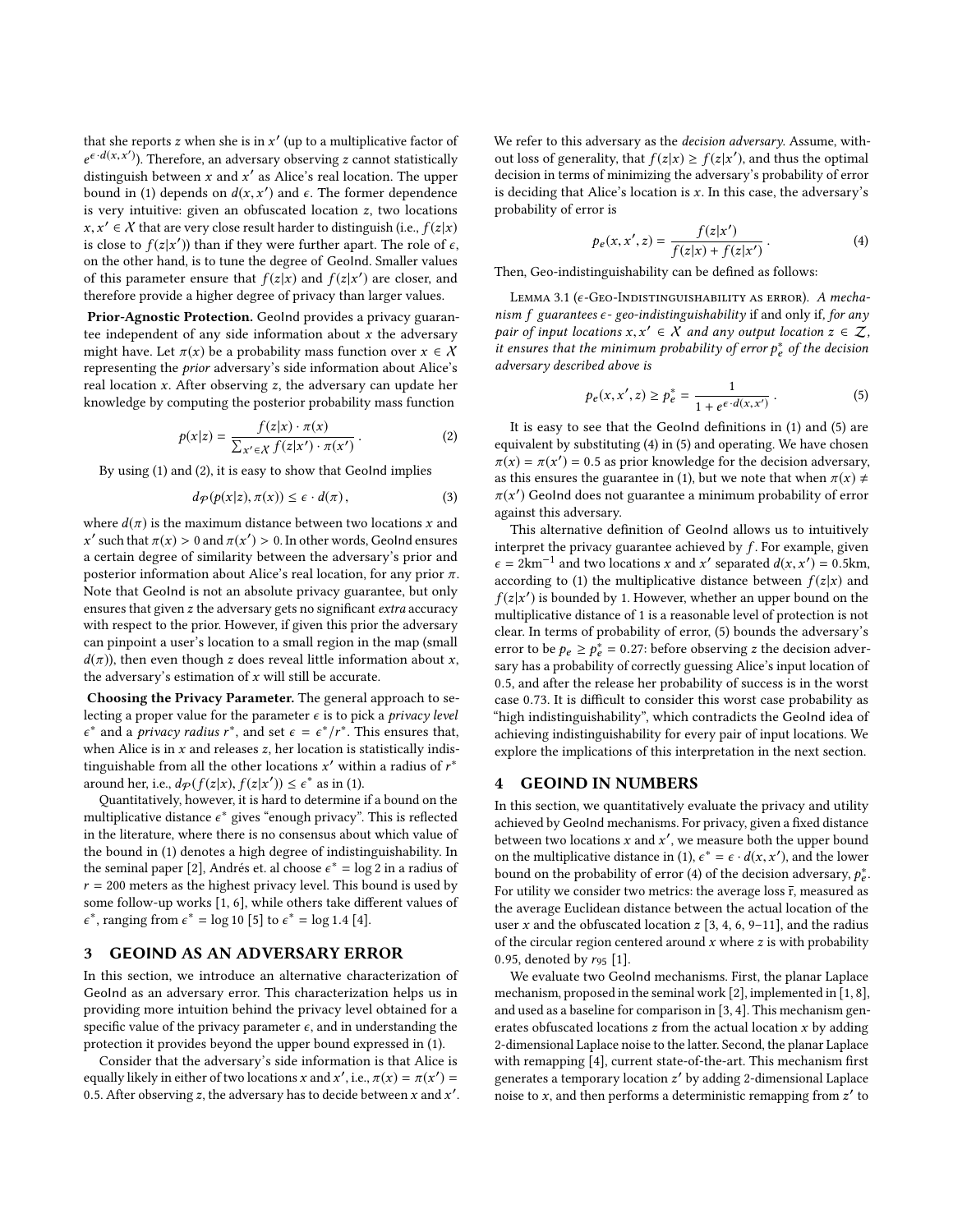that she reports $z$ when she is in $x'$ (up to a multiplicative factor of $e^{\epsilon \cdot d(x,x')}$). Therefore, an adversary observing $z$ cannot statistically distinguish between $x$ and $x'$ as Alice's real location. The upper bound in (1) depends on $d(x, x')$ and $\epsilon$. The former dependence is very intuitive: given an obfuscated location $z$, two locations $x, x' \in \mathcal{X}$ that are very close result harder to distinguish (i.e., $f(z|x)$ is close to $f(z|x')$) than if they were further apart. The role of $\epsilon$, on the other hand, is to tune the degree of GeoInd. Smaller values of this parameter ensure that $f(z|x)$ and $f(z|x')$ are closer, and therefore provide a higher degree of privacy than larger values.

**Prior-Agnostic Protection.** GeoInd provides a privacy guarantee independent of any side information about $x$ the adversary might have. Let $\pi(x)$ be a probability mass function over $x \in \mathcal{X}$ representing the *prior* adversary's side information about Alice's real location $x$. After observing $z$, the adversary can update her knowledge by computing the posterior probability mass function

$$p(x|z) = \frac{f(z|x) \cdot \pi(x)}{\sum_{x' \in \mathcal{X}} f(z|x') \cdot \pi(x')} \,. \tag{2}$$

By using (1) and (2), it is easy to show that GeoInd implies

$$d_{\mathcal{P}}(p(x|z), \pi(x)) \leq \epsilon \cdot d(\pi) \,, \tag{3}$$

where $d(\pi)$ is the maximum distance between two locations $x$ and $x'$ such that $\pi(x) > 0$ and $\pi(x') > 0$. In other words, GeoInd ensures a certain degree of similarity between the adversary's prior and posterior information about Alice's real location, for any prior $\pi$. Note that GeoInd is not an absolute privacy guarantee, but only ensures that given $z$ the adversary gets no significant *extra* accuracy with respect to the prior. However, if given this prior the adversary can pinpoint a user's location to a small region in the map (small $d(\pi)$), then even though $z$ does reveal little information about $x$, the adversary's estimation of $x$ will still be accurate.

**Choosing the Privacy Parameter.** The general approach to selecting a proper value for the parameter $\epsilon$ is to pick a *privacy level* $\epsilon^*$ and a *privacy radius* $r^*$, and set $\epsilon = \epsilon^*/r^*$. This ensures that, when Alice is in $x$ and releases $z$, her location is statistically indistinguishable from all the other locations $x'$ within a radius of $r^*$ around her, i.e., $d_{\mathcal{P}}(f(z|x), f(z|x')) \leq \epsilon^*$ as in (1).

Quantitatively, however, it is hard to determine if a bound on the multiplicative distance $\epsilon^*$ gives "enough privacy". This is reflected in the literature, where there is no consensus about which value of the bound in (1) denotes a high degree of indistinguishability. In the seminal paper [2], Andrés et. al choose $\epsilon^* = \log 2$ in a radius of $r = 200$ meters as the highest privacy level. This bound is used by some follow-up works [1, 6], while others take different values of $\epsilon^*$, ranging from $\epsilon^* = \log 10$ [5] to $\epsilon^* = \log 1.4$ [4].

## 3 GEOIND AS AN ADVERSARY ERROR

In this section, we introduce an alternative characterization of GeoInd as an adversary error. This characterization helps us in providing more intuition behind the privacy level obtained for a specific value of the privacy parameter $\epsilon$, and in understanding the protection it provides beyond the upper bound expressed in (1).

Consider that the adversary's side information is that Alice is equally likely in either of two locations $x$ and $x'$, i.e., $\pi(x) = \pi(x') = 0.5$. After observing $z$, the adversary has to decide between $x$ and $x'$. We refer to this adversary as the *decision adversary*. Assume, without loss of generality, that $f(z|x) \geq f(z|x')$, and thus the optimal decision in terms of minimizing the adversary's probability of error is deciding that Alice's location is $x$. In this case, the adversary's probability of error is

$$p_e(x, x', z) = \frac{f(z|x')}{f(z|x) + f(z|x')} \,. \tag{4}$$

Then, Geo-indistinguishability can be defined as follows:

Lemma 3.1 ($\epsilon$-Geo-Indistinguishability as error). *A mechanism $f$ guarantees $\epsilon$- geo-indistinguishability* if and only if, *for any pair of input locations $x, x' \in \mathcal{X}$ and any output location $z \in \mathcal{Z}$, it ensures that the minimum probability of error $p_e^*$ of the decision adversary described above is*

$$p_e(x, x', z) \geq p_e^* = \frac{1}{1 + e^{\epsilon \cdot d(x,x')}} \,. \tag{5}$$

It is easy to see that the GeoInd definitions in (1) and (5) are equivalent by substituting (4) in (5) and operating. We have chosen $\pi(x) = \pi(x') = 0.5$ as prior knowledge for the decision adversary, as this ensures the guarantee in (1), but we note that when $\pi(x) \neq \pi(x')$ GeoInd does not guarantee a minimum probability of error against this adversary.

This alternative definition of GeoInd allows us to intuitively interpret the privacy guarantee achieved by $f$. For example, given $\epsilon = 2\text{km}^{-1}$ and two locations $x$ and $x'$ separated $d(x, x') = 0.5$km, according to (1) the multiplicative distance between $f(z|x)$ and $f(z|x')$ is bounded by 1. However, whether an upper bound on the multiplicative distance of 1 is a reasonable level of protection is not clear. In terms of probability of error, (5) bounds the adversary's error to be $p_e \geq p_e^* = 0.27$: before observing $z$ the decision adversary has a probability of correctly guessing Alice's input location of 0.5, and after the release her probability of success is in the worst case 0.73. It is difficult to consider this worst case probability as "high indistinguishability", which contradicts the GeoInd idea of achieving indistinguishability for every pair of input locations. We explore the implications of this interpretation in the next section.

## 4 GEOIND IN NUMBERS

In this section, we quantitatively evaluate the privacy and utility achieved by GeoInd mechanisms. For privacy, given a fixed distance between two locations $x$ and $x'$, we measure both the upper bound on the multiplicative distance in (1), $\epsilon^* = \epsilon \cdot d(x, x')$, and the lower bound on the probability of error (4) of the decision adversary, $p_e^*$. For utility we consider two metrics: the average loss $\bar{r}$, measured as the average Euclidean distance between the actual location of the user $x$ and the obfuscated location $z$ [3, 4, 6, 9–11], and the radius of the circular region centered around $x$ where $z$ is with probability 0.95, denoted by $r_{95}$ [1].

We evaluate two GeoInd mechanisms. First, the planar Laplace mechanism, proposed in the seminal work [2], implemented in [1, 8], and used as a baseline for comparison in [3, 4]. This mechanism generates obfuscated locations $z$ from the actual location $x$ by adding 2-dimensional Laplace noise to the latter. Second, the planar Laplace with remapping [4], current state-of-the-art. This mechanism first generates a temporary location $z'$ by adding 2-dimensional Laplace noise to $x$, and then performs a deterministic remapping from $z'$ to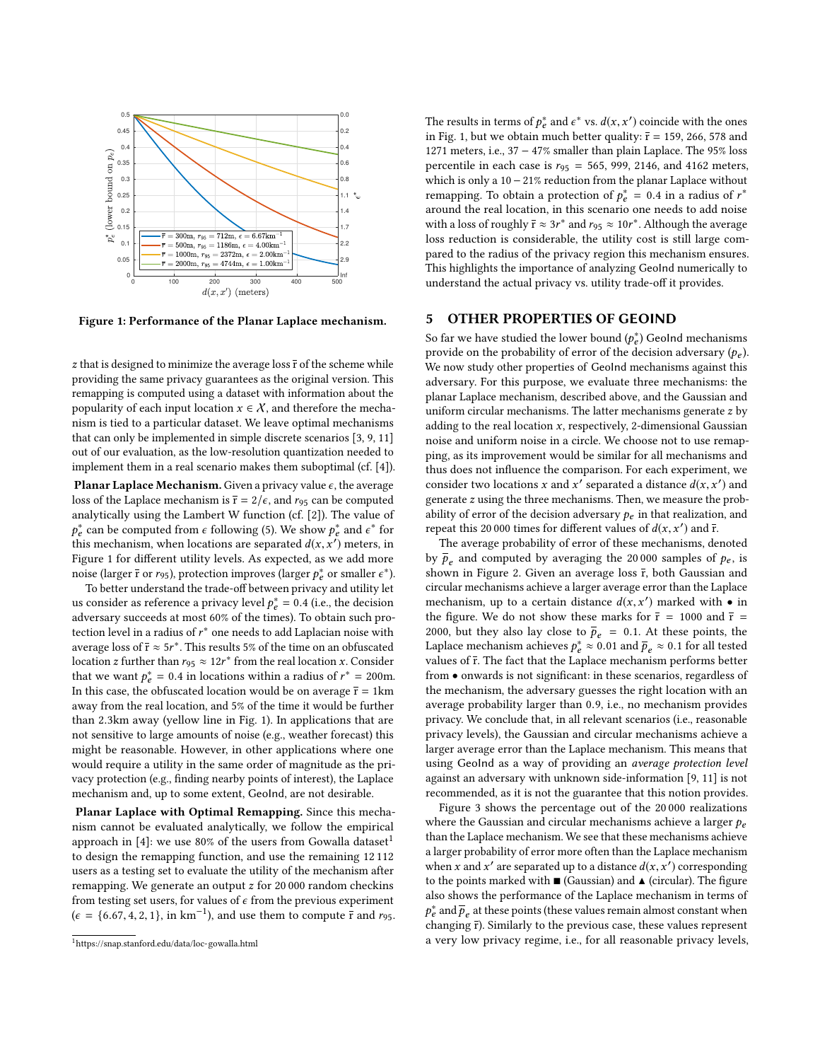Figure 1: Performance of the Planar Laplace mechanism.

$z$ that is designed to minimize the average loss $\bar{r}$ of the scheme while providing the same privacy guarantees as the original version. This remapping is computed using a dataset with information about the popularity of each input location $x \in \mathcal{X}$, and therefore the mechanism is tied to a particular dataset. We leave optimal mechanisms that can only be implemented in simple discrete scenarios [3, 9, 11] out of our evaluation, as the low-resolution quantization needed to implement them in a real scenario makes them suboptimal (cf. [4]).

**Planar Laplace Mechanism.** Given a privacy value $\epsilon$, the average loss of the Laplace mechanism is $\bar{r} = 2/\epsilon$, and $r_{95}$ can be computed analytically using the Lambert W function (cf. [2]). The value of $p_e^*$ can be computed from $\epsilon$ following (5). We show $p_e^*$ and $\epsilon^*$ for this mechanism, when locations are separated $d(x, x')$ meters, in Figure 1 for different utility levels. As expected, as we add more noise (larger $\bar{r}$ or $r_{95}$), protection improves (larger $p_e^*$ or smaller $\epsilon^*$).

To better understand the trade-off between privacy and utility let us consider as reference a privacy level $p_e^* = 0.4$ (i.e., the decision adversary succeeds at most 60% of the times). To obtain such protection level in a radius of $r^*$ one needs to add Laplacian noise with average loss of $\bar{r} \approx 5r^*$. This results 5% of the time on an obfuscated location $z$ further than $r_{95} \approx 12r^*$ from the real location $x$. Consider that we want $p_e^* = 0.4$ in locations within a radius of $r^* = 200$m. In this case, the obfuscated location would be on average $\bar{r} = 1$km away from the real location, and 5% of the time it would be further than 2.3km away (yellow line in Fig. 1). In applications that are not sensitive to large amounts of noise (e.g., weather forecast) this might be reasonable. However, in other applications where one would require a utility in the same order of magnitude as the privacy protection (e.g., finding nearby points of interest), the Laplace mechanism and, up to some extent, GeoInd, are not desirable.

**Planar Laplace with Optimal Remapping.** Since this mechanism cannot be evaluated analytically, we follow the empirical approach in [4]: we use 80% of the users from Gowalla dataset[1] to design the remapping function, and use the remaining 12 112 users as a testing set to evaluate the utility of the mechanism after remapping. We generate an output $z$ for 20 000 random checkins from testing set users, for values of $\epsilon$ from the previous experiment ($\epsilon = \{6.67, 4, 2, 1\}$, in km$^{-1}$), and use them to compute $\bar{r}$ and $r_{95}$. The results in terms of $p_e^*$ and $\epsilon^*$ vs. $d(x, x')$ coincide with the ones in Fig. 1, but we obtain much better quality: $\bar{r} = 159$, 266, 578 and 1271 meters, i.e., 37 − 47% smaller than plain Laplace. The 95% loss percentile in each case is $r_{95} = 565$, 999, 2146, and 4162 meters, which is only a 10 − 21% reduction from the planar Laplace without remapping. To obtain a protection of $p_e^* = 0.4$ in a radius of $r^*$ around the real location, in this scenario one needs to add noise with a loss of roughly $\bar{r} \approx 3r^*$ and $r_{95} \approx 10r^*$. Although the average loss reduction is considerable, the utility cost is still large compared to the radius of the privacy region this mechanism ensures. This highlights the importance of analyzing GeoInd numerically to understand the actual privacy vs. utility trade-off it provides.

## 5 OTHER PROPERTIES OF GEOIND

So far we have studied the lower bound ($p_e^*$) GeoInd mechanisms provide on the probability of error of the decision adversary ($p_e$). We now study other properties of GeoInd mechanisms against this adversary. For this purpose, we evaluate three mechanisms: the planar Laplace mechanism, described above, and the Gaussian and uniform circular mechanisms. The latter mechanisms generate $z$ by adding to the real location $x$, respectively, 2-dimensional Gaussian noise and uniform noise in a circle. We choose not to use remapping, as its improvement would be similar for all mechanisms and thus does not influence the comparison. For each experiment, we consider two locations $x$ and $x'$ separated a distance $d(x, x')$ and generate $z$ using the three mechanisms. Then, we measure the probability of error of the decision adversary $p_e$ in that realization, and repeat this 20 000 times for different values of $d(x, x')$ and $\bar{r}$.

The average probability of error of these mechanisms, denoted by $\bar{p}_e$ and computed by averaging the 20 000 samples of $p_e$, is shown in Figure 2. Given an average loss $\bar{r}$, both Gaussian and circular mechanisms achieve a larger average error than the Laplace mechanism, up to a certain distance $d(x, x')$ marked with • in the figure. We do not show these marks for $\bar{r} = 1000$ and $\bar{r} = 2000$, but they also lay close to $\bar{p}_e = 0.1$. At these points, the Laplace mechanism achieves $p_e^* \approx 0.01$ and $\bar{p}_e \approx 0.1$ for all tested values of $\bar{r}$. The fact that the Laplace mechanism performs better from • onwards is not significant: in these scenarios, regardless of the mechanism, the adversary guesses the right location with an average probability larger than 0.9, i.e., no mechanism provides privacy. We conclude that, in all relevant scenarios (i.e., reasonable privacy levels), the Gaussian and circular mechanisms achieve a larger average error than the Laplace mechanism. This means that using GeoInd as a way of providing an *average protection level* against an adversary with unknown side-information [9, 11] is not recommended, as it is not the guarantee that this notion provides.

Figure 3 shows the percentage out of the 20 000 realizations where the Gaussian and circular mechanisms achieve a larger $p_e$ than the Laplace mechanism. We see that these mechanisms achieve a larger probability of error more often than the Laplace mechanism when $x$ and $x'$ are separated up to a distance $d(x, x')$ corresponding to the points marked with ■ (Gaussian) and ▲ (circular). The figure also shows the performance of the Laplace mechanism in terms of $p_e^*$ and $\bar{p}_e$ at these points (these values remain almost constant when changing $\bar{r}$). Similarly to the previous case, these values represent a very low privacy regime, i.e., for all reasonable privacy levels,

[1] https://snap.stanford.edu/data/loc-gowalla.html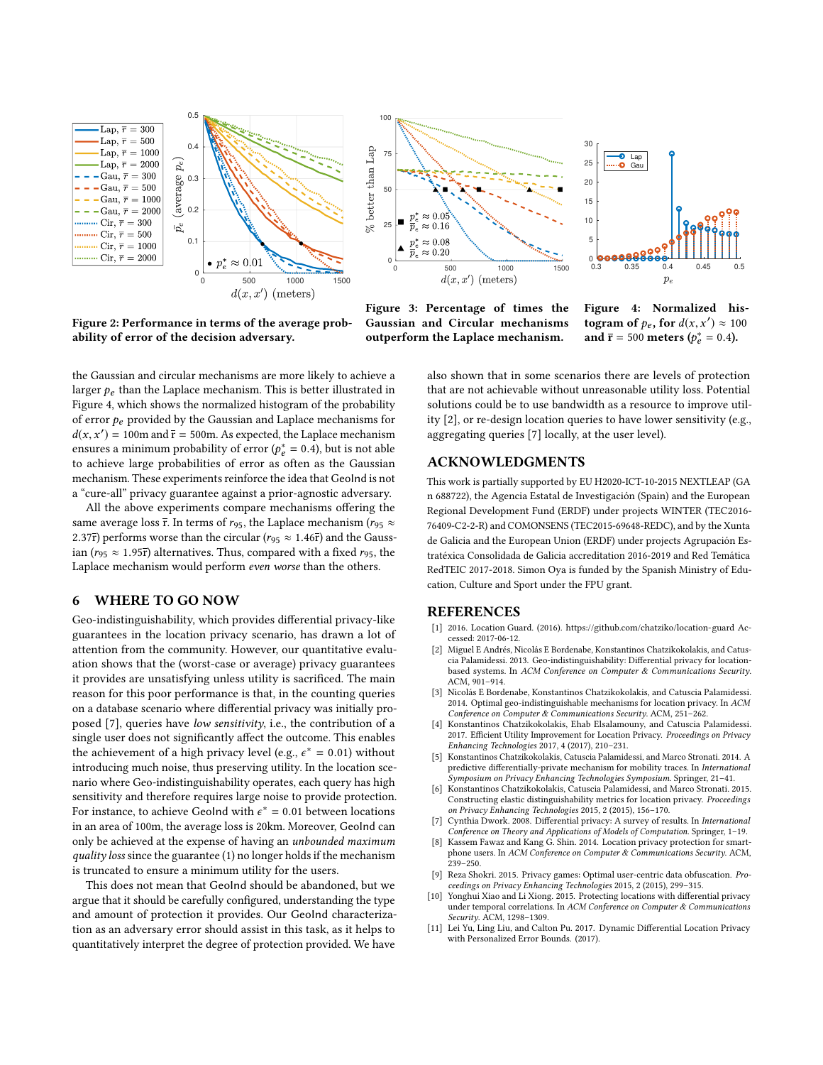Lap, $\bar{r} = 300$
Lap, $\bar{r} = 500$
Lap, $\bar{r} = 1000$
Lap, $\bar{r} = 2000$
Gau, $\bar{r} = 300$
Gau, $\bar{r} = 500$
Gau, $\bar{r} = 1000$
Gau, $\bar{r} = 2000$
Cir, $\bar{r} = 300$
Cir, $\bar{r} = 500$
Cir, $\bar{r} = 1000$
Cir, $\bar{r} = 2000$

$\bar{p}_e$ (average $p_e$)

0.5
0.4
0.3
0.2
0.1
0

• $p_e^* \approx 0.01$

0 500 1000 1500

$d(x, x')$ (meters)

**Figure 2: Performance in terms of the average probability of error of the decision adversary.**

% better than Lap

100
75
50
25
0

■ $p_e^* \approx 0.05$, $\bar{p}_e \approx 0.16$

▲ $p_e^* \approx 0.08$, $\bar{p}_e \approx 0.20$

0 500 1000 1500

$d(x, x')$ (meters)

**Figure 3: Percentage of times the Gaussian and Circular mechanisms outperform the Laplace mechanism.**

Lap
Gau

30
25
20
15
10
5
0

0.3 0.35 0.4 0.45 0.5

$p_e$

**Figure 4: Normalized histogram of $p_e$, for $d(x, x') \approx 100$ and $\bar{r} = 500$ meters ($p_e^* = 0.4$).**

the Gaussian and circular mechanisms are more likely to achieve a larger $p_e$ than the Laplace mechanism. This is better illustrated in Figure 4, which shows the normalized histogram of the probability of error $p_e$ provided by the Gaussian and Laplace mechanisms for $d(x, x') = 100$m and $\bar{r} = 500$m. As expected, the Laplace mechanism ensures a minimum probability of error ($p_e^* = 0.4$), but is not able to achieve large probabilities of error as often as the Gaussian mechanism. These experiments reinforce the idea that GeoInd is not a "cure-all" privacy guarantee against a prior-agnostic adversary.

All the above experiments compare mechanisms offering the same average loss $\bar{r}$. In terms of $r_{95}$, the Laplace mechanism ($r_{95} \approx 2.37\bar{r}$) performs worse than the circular ($r_{95} \approx 1.46\bar{r}$) and the Gaussian ($r_{95} \approx 1.95\bar{r}$) alternatives. Thus, compared with a fixed $r_{95}$, the Laplace mechanism would perform *even worse* than the others.

## 6 WHERE TO GO NOW

Geo-indistinguishability, which provides differential privacy-like guarantees in the location privacy scenario, has drawn a lot of attention from the community. However, our quantitative evaluation shows that the (worst-case or average) privacy guarantees it provides are unsatisfying unless utility is sacrificed. The main reason for this poor performance is that, in the counting queries on a database scenario where differential privacy was initially proposed [7], queries have *low sensitivity*, i.e., the contribution of a single user does not significantly affect the outcome. This enables the achievement of a high privacy level (e.g., $\epsilon^* = 0.01$) without introducing much noise, thus preserving utility. In the location scenario where Geo-indistinguishability operates, each query has high sensitivity and therefore requires large noise to provide protection. For instance, to achieve GeoInd with $\epsilon^* = 0.01$ between locations in an area of 100m, the average loss is 20km. Moreover, GeoInd can only be achieved at the expense of having an *unbounded maximum quality loss* since the guarantee (1) no longer holds if the mechanism is truncated to ensure a minimum utility for the users.

This does not mean that GeoInd should be abandoned, but we argue that it should be carefully configured, understanding the type and amount of protection it provides. Our GeoInd characterization as an adversary error should assist in this task, as it helps to quantitatively interpret the degree of protection provided. We have also shown that in some scenarios there are levels of protection that are not achievable without unreasonable utility loss. Potential solutions could be to use bandwidth as a resource to improve utility [2], or re-design location queries to have lower sensitivity (e.g., aggregating queries [7] locally, at the user level).

## ACKNOWLEDGMENTS

This work is partially supported by EU H2020-ICT-10-2015 NEXTLEAP (GA n 688722), the Agencia Estatal de Investigación (Spain) and the European Regional Development Fund (ERDF) under projects WINTER (TEC2016-76409-C2-2-R) and COMONSENS (TEC2015-69648-REDC), and by the Xunta de Galicia and the European Union (ERDF) under projects Agrupación Estratéxica Consolidada de Galicia accreditation 2016-2019 and Red Temática RedTEIC 2017-2018. Simon Oya is funded by the Spanish Ministry of Education, Culture and Sport under the FPU grant.

## REFERENCES

[1] 2016. Location Guard. (2016). https://github.com/chatziko/location-guard Accessed: 2017-06-12.

[2] Miguel E Andrés, Nicolás E Bordenabe, Konstantinos Chatzikokolakis, and Catuscia Palamidessi. 2013. Geo-indistinguishability: Differential privacy for location-based systems. In *ACM Conference on Computer & Communications Security*. ACM, 901–914.

[3] Nicolás E Bordenabe, Konstantinos Chatzikokolakis, and Catuscia Palamidessi. 2014. Optimal geo-indistinguishable mechanisms for location privacy. In *ACM Conference on Computer & Communications Security*. ACM, 251–262.

[4] Konstantinos Chatzikokolakis, Ehab Elsalamouny, and Catuscia Palamidessi. 2017. Efficient Utility Improvement for Location Privacy. *Proceedings on Privacy Enhancing Technologies* 2017, 4 (2017), 210–231.

[5] Konstantinos Chatzikokolakis, Catuscia Palamidessi, and Marco Stronati. 2014. A predictive differentially-private mechanism for mobility traces. In *International Symposium on Privacy Enhancing Technologies Symposium*. Springer, 21–41.

[6] Konstantinos Chatzikokolakis, Catuscia Palamidessi, and Marco Stronati. 2015. Constructing elastic distinguishability metrics for location privacy. *Proceedings on Privacy Enhancing Technologies* 2015, 2 (2015), 156–170.

[7] Cynthia Dwork. 2008. Differential privacy: A survey of results. In *International Conference on Theory and Applications of Models of Computation*. Springer, 1–19.

[8] Kassem Fawaz and Kang G. Shin. 2014. Location privacy protection for smartphone users. In *ACM Conference on Computer & Communications Security*. ACM, 239–250.

[9] Reza Shokri. 2015. Privacy games: Optimal user-centric data obfuscation. *Proceedings on Privacy Enhancing Technologies* 2015, 2 (2015), 299–315.

[10] Yonghui Xiao and Li Xiong. 2015. Protecting locations with differential privacy under temporal correlations. In *ACM Conference on Computer & Communications Security*. ACM, 1298–1309.

[11] Lei Yu, Ling Liu, and Calton Pu. 2017. Dynamic Differential Location Privacy with Personalized Error Bounds. (2017).